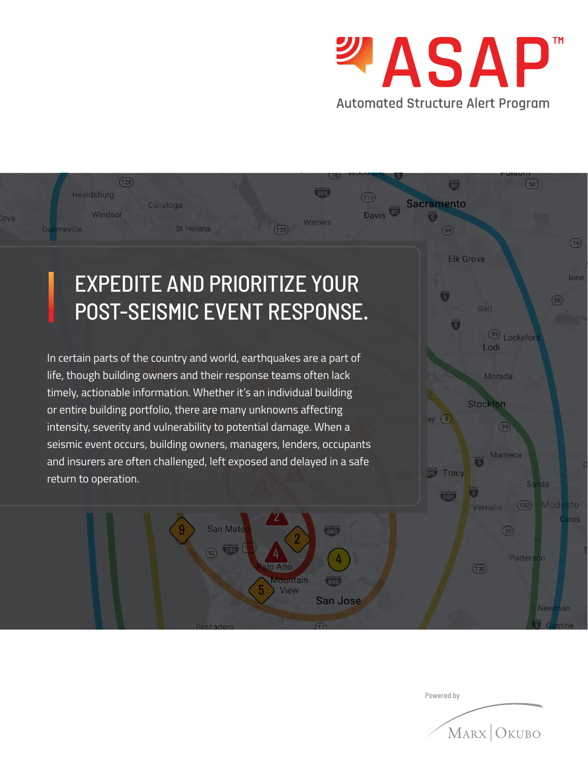# ASAP™

Automated Structure Alert Program

## EXPEDITE AND PRIORITIZE YOUR POST-SEISMIC EVENT RESPONSE.

In certain parts of the country and world, earthquakes are a part of life, though building owners and their response teams often lack timely, actionable information. Whether it's an individual building or entire building portfolio, there are many unknowns affecting intensity, severity and vulnerability to potential damage. When a seismic event occurs, building owners, managers, lenders, occupants and insurers are often challenged, left exposed and delayed in a safe return to operation.

Powered by

Marx | Okubo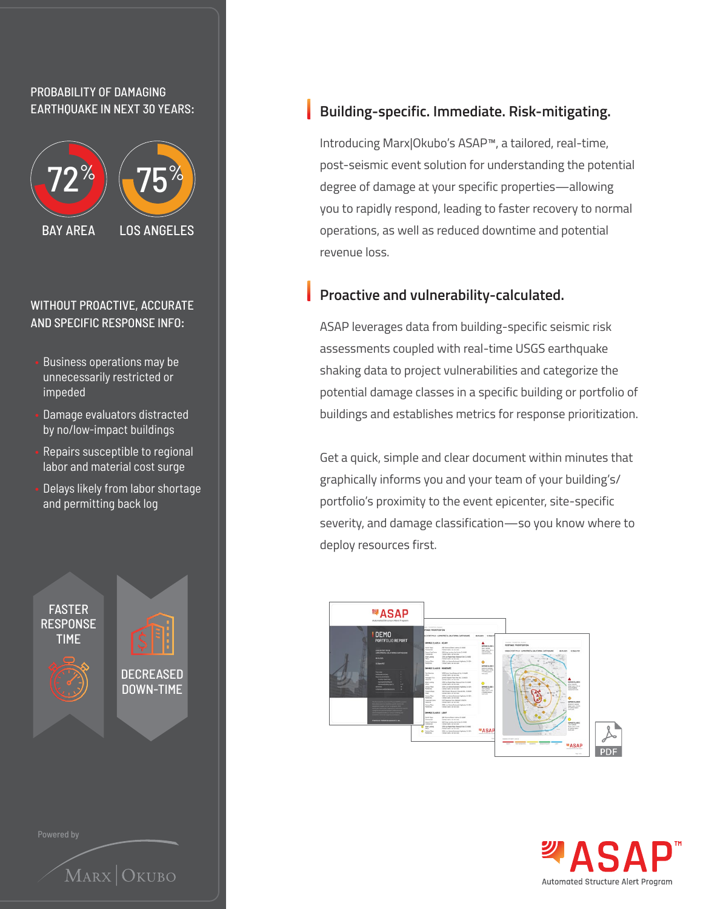PROBABILITY OF DAMAGING EARTHQUAKE IN NEXT 30 YEARS:

72% BAY AREA

75% LOS ANGELES

WITHOUT PROACTIVE, ACCURATE AND SPECIFIC RESPONSE INFO:

- Business operations may be unnecessarily restricted or impeded
- Damage evaluators distracted by no/low-impact buildings
- Repairs susceptible to regional labor and material cost surge
- Delays likely from labor shortage and permitting back log

FASTER RESPONSE TIME

DECREASED DOWN-TIME

Powered by

Marx|Okubo

## Building-specific. Immediate. Risk-mitigating.

Introducing Marx|Okubo's ASAP™, a tailored, real-time, post-seismic event solution for understanding the potential degree of damage at your specific properties—allowing you to rapidly respond, leading to faster recovery to normal operations, as well as reduced downtime and potential revenue loss.

## Proactive and vulnerability-calculated.

ASAP leverages data from building-specific seismic risk assessments coupled with real-time USGS earthquake shaking data to project vulnerabilities and categorize the potential damage classes in a specific building or portfolio of buildings and establishes metrics for response prioritization.

Get a quick, simple and clear document within minutes that graphically informs you and your team of your building's/portfolio's proximity to the event epicenter, site-specific severity, and damage classification—so you know where to deploy resources first.

ASAP™

Automated Structure Alert Program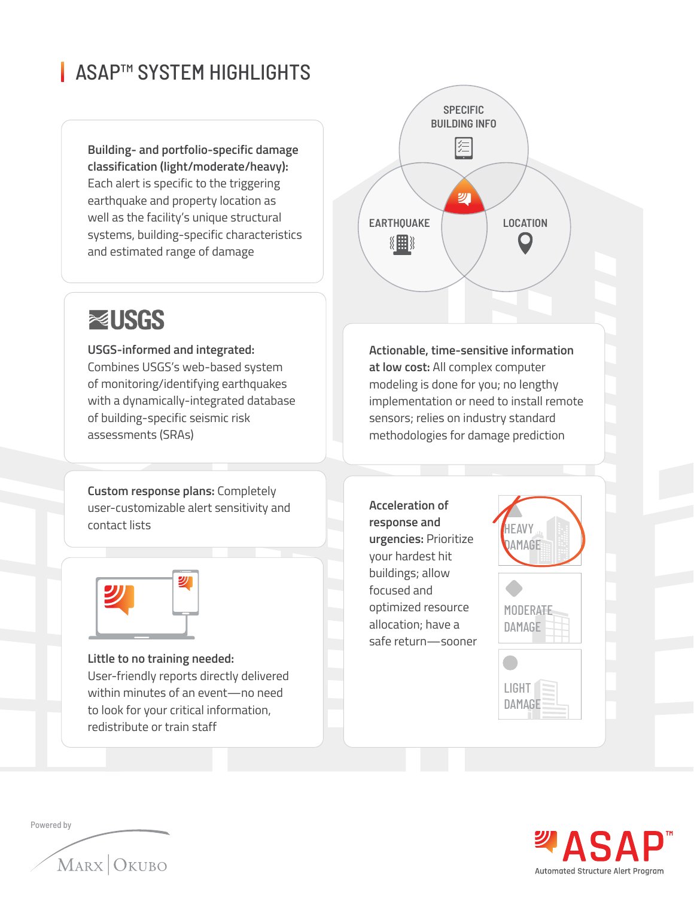# ASAP™ SYSTEM HIGHLIGHTS

**Building- and portfolio-specific damage classification (light/moderate/heavy):** Each alert is specific to the triggering earthquake and property location as well as the facility's unique structural systems, building-specific characteristics and estimated range of damage

SPECIFIC BUILDING INFO

EARTHQUAKE

LOCATION

USGS

**USGS-informed and integrated:** Combines USGS's web-based system of monitoring/identifying earthquakes with a dynamically-integrated database of building-specific seismic risk assessments (SRAs)

**Actionable, time-sensitive information at low cost:** All complex computer modeling is done for you; no lengthy implementation or need to install remote sensors; relies on industry standard methodologies for damage prediction

**Custom response plans:** Completely user-customizable alert sensitivity and contact lists

**Acceleration of response and urgencies:** Prioritize your hardest hit buildings; allow focused and optimized resource allocation; have a safe return—sooner

HEAVY DAMAGE

MODERATE DAMAGE

LIGHT DAMAGE

**Little to no training needed:** User-friendly reports directly delivered within minutes of an event—no need to look for your critical information, redistribute or train staff

Powered by MARX | OKUBO

ASAP™ Automated Structure Alert Program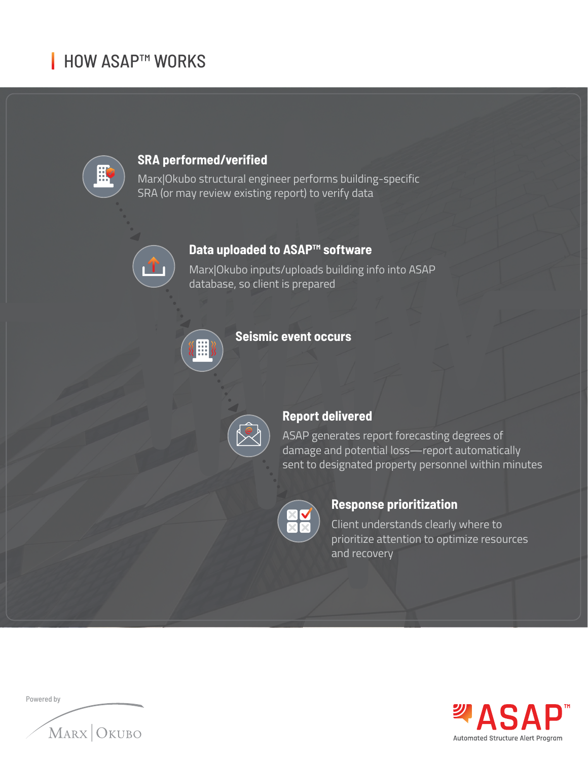## HOW ASAP™ WORKS

### SRA performed/verified

Marx|Okubo structural engineer performs building-specific SRA (or may review existing report) to verify data

### Data uploaded to ASAP™ software

Marx|Okubo inputs/uploads building info into ASAP database, so client is prepared

### Seismic event occurs

### Report delivered

ASAP generates report forecasting degrees of damage and potential loss—report automatically sent to designated property personnel within minutes

### Response prioritization

Client understands clearly where to prioritize attention to optimize resources and recovery

Powered by

MARX | OKUBO

ASAP™
Automated Structure Alert Program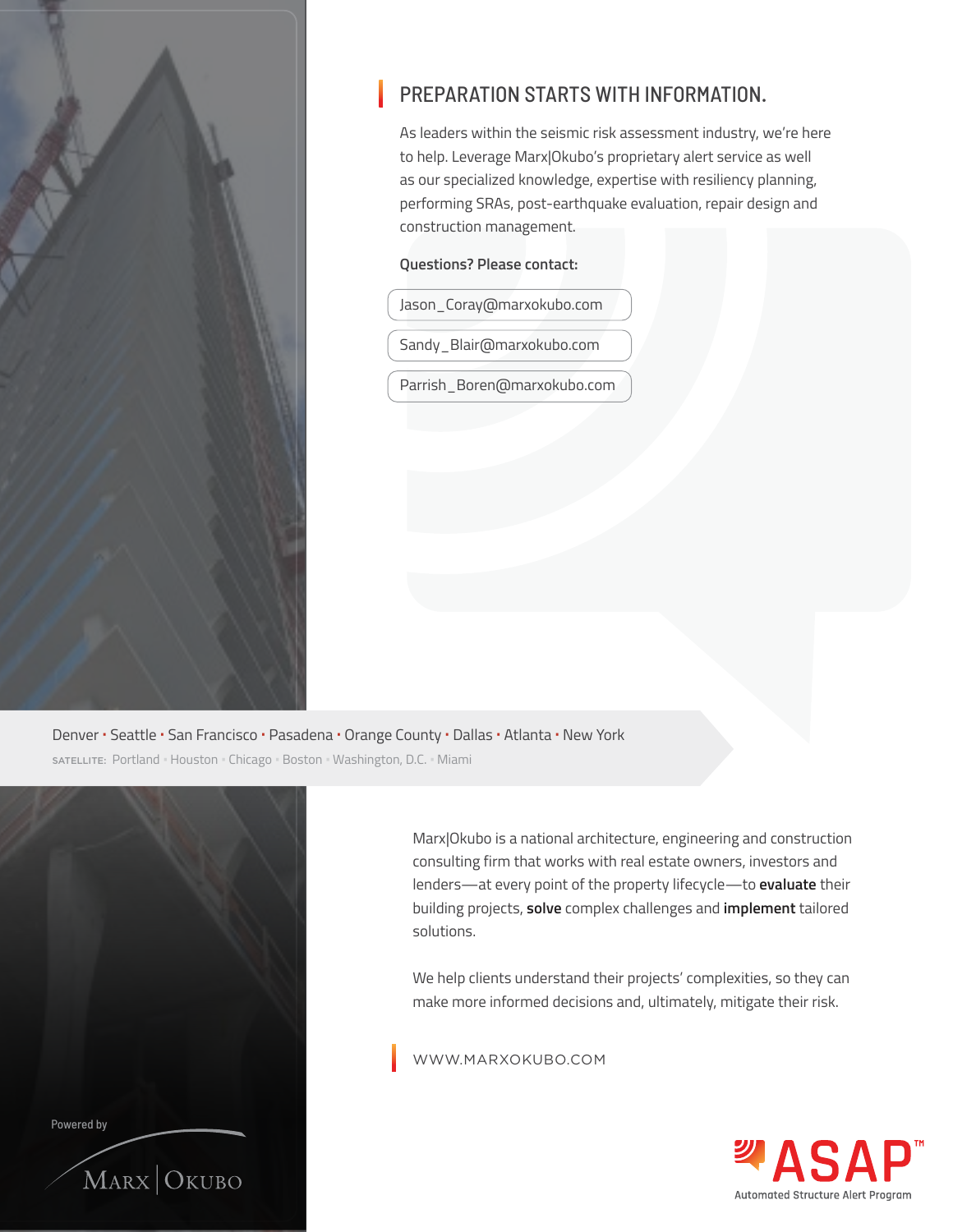## PREPARATION STARTS WITH INFORMATION.

As leaders within the seismic risk assessment industry, we're here to help. Leverage Marx|Okubo's proprietary alert service as well as our specialized knowledge, expertise with resiliency planning, performing SRAs, post-earthquake evaluation, repair design and construction management.

**Questions? Please contact:**

Jason_Coray@marxokubo.com

Sandy_Blair@marxokubo.com

Parrish_Boren@marxokubo.com

Denver • Seattle • San Francisco • Pasadena • Orange County • Dallas • Atlanta • New York

SATELLITE: Portland • Houston • Chicago • Boston • Washington, D.C. • Miami

Marx|Okubo is a national architecture, engineering and construction consulting firm that works with real estate owners, investors and lenders—at every point of the property lifecycle—to **evaluate** their building projects, **solve** complex challenges and **implement** tailored solutions.

We help clients understand their projects' complexities, so they can make more informed decisions and, ultimately, mitigate their risk.

WWW.MARXOKUBO.COM

Powered by

MARX | OKUBO

ASAP™

Automated Structure Alert Program